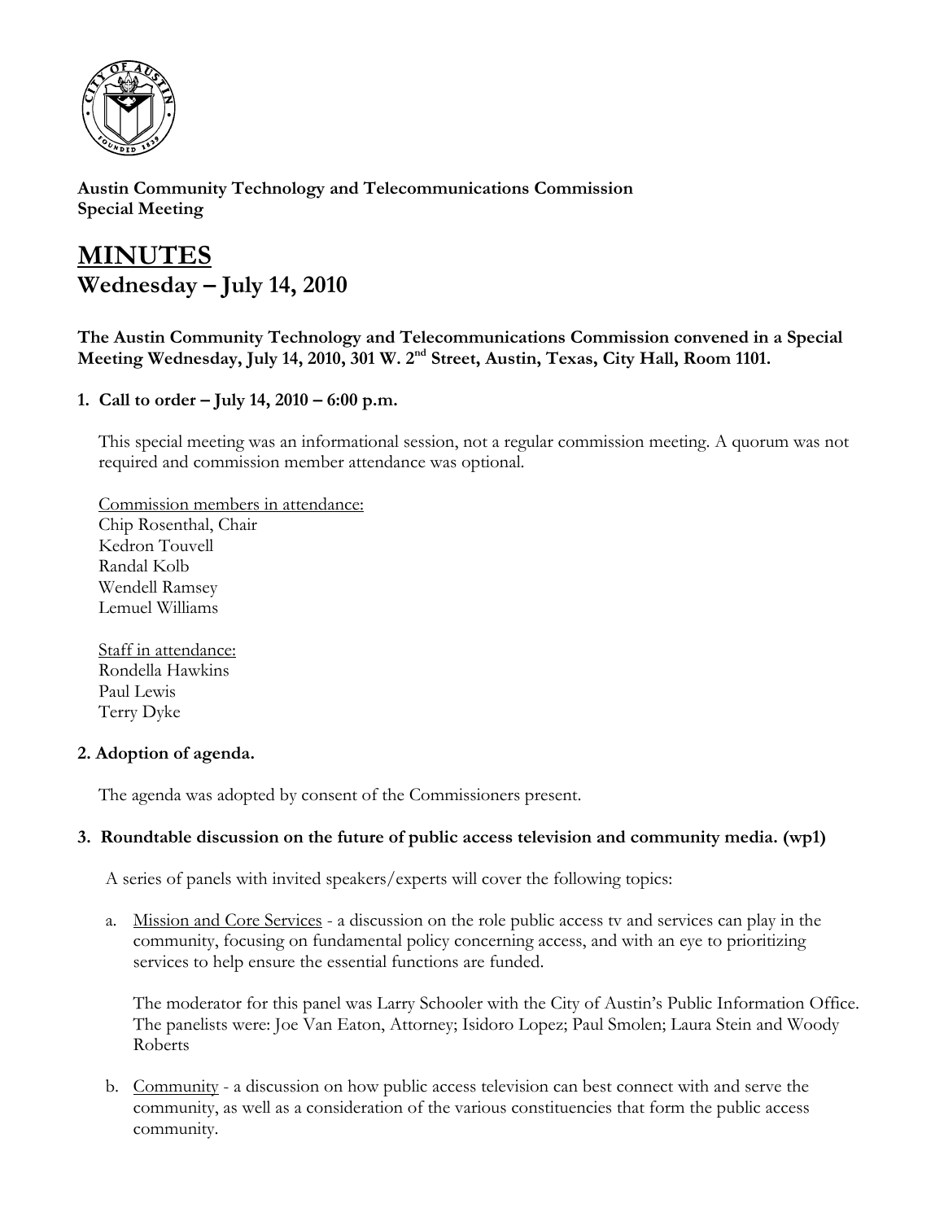**Austin Community Technology and Telecommunications Commission**
**Special Meeting**

# MINUTES

## Wednesday – July 14, 2010

**The Austin Community Technology and Telecommunications Commission convened in a Special Meeting Wednesday, July 14, 2010, 301 W. 2nd Street, Austin, Texas, City Hall, Room 1101.**

### 1. Call to order – July 14, 2010 – 6:00 p.m.

This special meeting was an informational session, not a regular commission meeting. A quorum was not required and commission member attendance was optional.

Commission members in attendance:
Chip Rosenthal, Chair
Kedron Touvell
Randal Kolb
Wendell Ramsey
Lemuel Williams

Staff in attendance:
Rondella Hawkins
Paul Lewis
Terry Dyke

### 2. Adoption of agenda.

The agenda was adopted by consent of the Commissioners present.

### 3. Roundtable discussion on the future of public access television and community media. (wp1)

A series of panels with invited speakers/experts will cover the following topics:

a. Mission and Core Services - a discussion on the role public access tv and services can play in the community, focusing on fundamental policy concerning access, and with an eye to prioritizing services to help ensure the essential functions are funded.

   The moderator for this panel was Larry Schooler with the City of Austin's Public Information Office. The panelists were: Joe Van Eaton, Attorney; Isidoro Lopez; Paul Smolen; Laura Stein and Woody Roberts

b. Community - a discussion on how public access television can best connect with and serve the community, as well as a consideration of the various constituencies that form the public access community.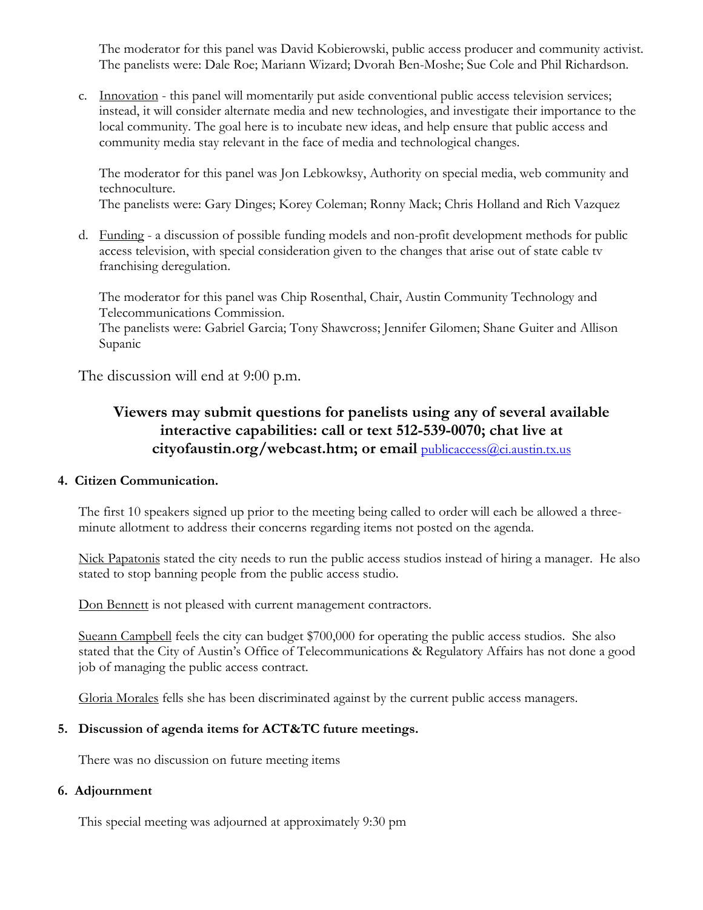The moderator for this panel was David Kobierowski, public access producer and community activist. The panelists were: Dale Roe; Mariann Wizard; Dvorah Ben-Moshe; Sue Cole and Phil Richardson.

c. Innovation - this panel will momentarily put aside conventional public access television services; instead, it will consider alternate media and new technologies, and investigate their importance to the local community. The goal here is to incubate new ideas, and help ensure that public access and community media stay relevant in the face of media and technological changes.

   The moderator for this panel was Jon Lebkowksy, Authority on special media, web community and technoculture.
   The panelists were: Gary Dinges; Korey Coleman; Ronny Mack; Chris Holland and Rich Vazquez

d. Funding - a discussion of possible funding models and non-profit development methods for public access television, with special consideration given to the changes that arise out of state cable tv franchising deregulation.

   The moderator for this panel was Chip Rosenthal, Chair, Austin Community Technology and Telecommunications Commission.
   The panelists were: Gabriel Garcia; Tony Shawcross; Jennifer Gilomen; Shane Guiter and Allison Supanic

The discussion will end at 9:00 p.m.

**Viewers may submit questions for panelists using any of several available interactive capabilities: call or text 512-539-0070; chat live at cityofaustin.org/webcast.htm; or email** publicaccess@ci.austin.tx.us

**4. Citizen Communication.**

The first 10 speakers signed up prior to the meeting being called to order will each be allowed a three-minute allotment to address their concerns regarding items not posted on the agenda.

Nick Papatonis stated the city needs to run the public access studios instead of hiring a manager. He also stated to stop banning people from the public access studio.

Don Bennett is not pleased with current management contractors.

Sueann Campbell feels the city can budget $700,000 for operating the public access studios. She also stated that the City of Austin's Office of Telecommunications & Regulatory Affairs has not done a good job of managing the public access contract.

Gloria Morales fells she has been discriminated against by the current public access managers.

**5. Discussion of agenda items for ACT&TC future meetings.**

There was no discussion on future meeting items

**6. Adjournment**

This special meeting was adjourned at approximately 9:30 pm